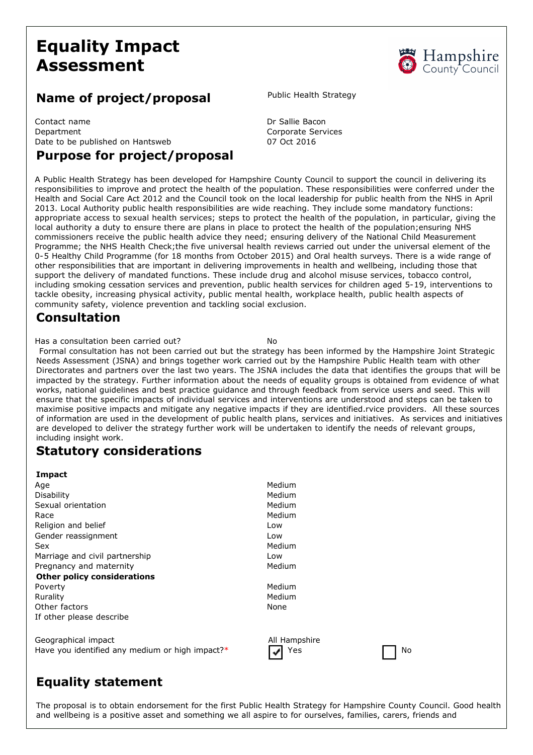# Equality Impact Assessment

## Name of project/proposal

Public Health Strategy

| | |
|---|---|
| Contact name | Dr Sallie Bacon |
| Department | Corporate Services |
| Date to be published on Hantsweb | 07 Oct 2016 |

## Purpose for project/proposal

A Public Health Strategy has been developed for Hampshire County Council to support the council in delivering its responsibilities to improve and protect the health of the population. These responsibilities were conferred under the Health and Social Care Act 2012 and the Council took on the local leadership for public health from the NHS in April 2013. Local Authority public health responsibilities are wide reaching. They include some mandatory functions: appropriate access to sexual health services; steps to protect the health of the population, in particular, giving the local authority a duty to ensure there are plans in place to protect the health of the population;ensuring NHS commissioners receive the public health advice they need; ensuring delivery of the National Child Measurement Programme; the NHS Health Check;the five universal health reviews carried out under the universal element of the 0-5 Healthy Child Programme (for 18 months from October 2015) and Oral health surveys. There is a wide range of other responsibilities that are important in delivering improvements in health and wellbeing, including those that support the delivery of mandated functions. These include drug and alcohol misuse services, tobacco control, including smoking cessation services and prevention, public health services for children aged 5-19, interventions to tackle obesity, increasing physical activity, public mental health, workplace health, public health aspects of community safety, violence prevention and tackling social exclusion.

## Consultation

Has a consultation been carried out? No

Formal consultation has not been carried out but the strategy has been informed by the Hampshire Joint Strategic Needs Assessment (JSNA) and brings together work carried out by the Hampshire Public Health team with other Directorates and partners over the last two years. The JSNA includes the data that identifies the groups that will be impacted by the strategy. Further information about the needs of equality groups is obtained from evidence of what works, national guidelines and best practice guidance and through feedback from service users and seed. This will ensure that the specific impacts of individual services and interventions are understood and steps can be taken to maximise positive impacts and mitigate any negative impacts if they are identified.rvice providers. All these sources of information are used in the development of public health plans, services and initiatives. As services and initiatives are developed to deliver the strategy further work will be undertaken to identify the needs of relevant groups, including insight work.

## Statutory considerations

| **Impact** | |
|---|---|
| Age | Medium |
| Disability | Medium |
| Sexual orientation | Medium |
| Race | Medium |
| Religion and belief | Low |
| Gender reassignment | Low |
| Sex | Medium |
| Marriage and civil partnership | Low |
| Pregnancy and maternity | Medium |
| **Other policy considerations** | |
| Poverty | Medium |
| Rurality | Medium |
| Other factors | None |
| If other please describe | |

Geographical impact: All Hampshire

Have you identified any medium or high impact?* ☑ Yes ☐ No

## Equality statement

The proposal is to obtain endorsement for the first Public Health Strategy for Hampshire County Council. Good health and wellbeing is a positive asset and something we all aspire to for ourselves, families, carers, friends and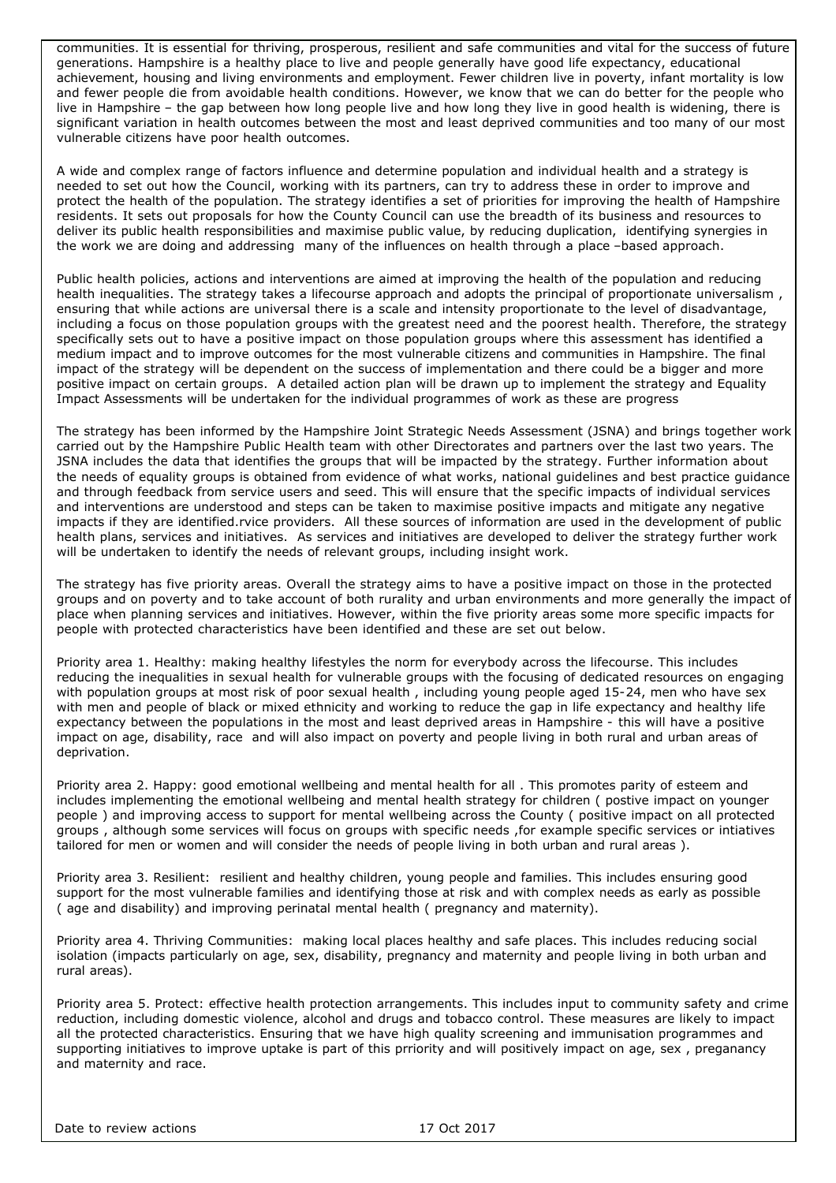communities. It is essential for thriving, prosperous, resilient and safe communities and vital for the success of future generations. Hampshire is a healthy place to live and people generally have good life expectancy, educational achievement, housing and living environments and employment. Fewer children live in poverty, infant mortality is low and fewer people die from avoidable health conditions. However, we know that we can do better for the people who live in Hampshire – the gap between how long people live and how long they live in good health is widening, there is significant variation in health outcomes between the most and least deprived communities and too many of our most vulnerable citizens have poor health outcomes.

A wide and complex range of factors influence and determine population and individual health and a strategy is needed to set out how the Council, working with its partners, can try to address these in order to improve and protect the health of the population. The strategy identifies a set of priorities for improving the health of Hampshire residents. It sets out proposals for how the County Council can use the breadth of its business and resources to deliver its public health responsibilities and maximise public value, by reducing duplication, identifying synergies in the work we are doing and addressing many of the influences on health through a place –based approach.

Public health policies, actions and interventions are aimed at improving the health of the population and reducing health inequalities. The strategy takes a lifecourse approach and adopts the principal of proportionate universalism , ensuring that while actions are universal there is a scale and intensity proportionate to the level of disadvantage, including a focus on those population groups with the greatest need and the poorest health. Therefore, the strategy specifically sets out to have a positive impact on those population groups where this assessment has identified a medium impact and to improve outcomes for the most vulnerable citizens and communities in Hampshire. The final impact of the strategy will be dependent on the success of implementation and there could be a bigger and more positive impact on certain groups. A detailed action plan will be drawn up to implement the strategy and Equality Impact Assessments will be undertaken for the individual programmes of work as these are progress

The strategy has been informed by the Hampshire Joint Strategic Needs Assessment (JSNA) and brings together work carried out by the Hampshire Public Health team with other Directorates and partners over the last two years. The JSNA includes the data that identifies the groups that will be impacted by the strategy. Further information about the needs of equality groups is obtained from evidence of what works, national guidelines and best practice guidance and through feedback from service users and seed. This will ensure that the specific impacts of individual services and interventions are understood and steps can be taken to maximise positive impacts and mitigate any negative impacts if they are identified.rvice providers. All these sources of information are used in the development of public health plans, services and initiatives. As services and initiatives are developed to deliver the strategy further work will be undertaken to identify the needs of relevant groups, including insight work.

The strategy has five priority areas. Overall the strategy aims to have a positive impact on those in the protected groups and on poverty and to take account of both rurality and urban environments and more generally the impact of place when planning services and initiatives. However, within the five priority areas some more specific impacts for people with protected characteristics have been identified and these are set out below.

Priority area 1. Healthy: making healthy lifestyles the norm for everybody across the lifecourse. This includes reducing the inequalities in sexual health for vulnerable groups with the focusing of dedicated resources on engaging with population groups at most risk of poor sexual health , including young people aged 15-24, men who have sex with men and people of black or mixed ethnicity and working to reduce the gap in life expectancy and healthy life expectancy between the populations in the most and least deprived areas in Hampshire - this will have a positive impact on age, disability, race and will also impact on poverty and people living in both rural and urban areas of deprivation.

Priority area 2. Happy: good emotional wellbeing and mental health for all . This promotes parity of esteem and includes implementing the emotional wellbeing and mental health strategy for children ( postive impact on younger people ) and improving access to support for mental wellbeing across the County ( positive impact on all protected groups , although some services will focus on groups with specific needs ,for example specific services or intiatives tailored for men or women and will consider the needs of people living in both urban and rural areas ).

Priority area 3. Resilient: resilient and healthy children, young people and families. This includes ensuring good support for the most vulnerable families and identifying those at risk and with complex needs as early as possible ( age and disability) and improving perinatal mental health ( pregnancy and maternity).

Priority area 4. Thriving Communities: making local places healthy and safe places. This includes reducing social isolation (impacts particularly on age, sex, disability, pregnancy and maternity and people living in both urban and rural areas).

Priority area 5. Protect: effective health protection arrangements. This includes input to community safety and crime reduction, including domestic violence, alcohol and drugs and tobacco control. These measures are likely to impact all the protected characteristics. Ensuring that we have high quality screening and immunisation programmes and supporting initiatives to improve uptake is part of this prriority and will positively impact on age, sex , preganancy and maternity and race.

| Date to review actions | 17 Oct 2017 |
| --- | --- |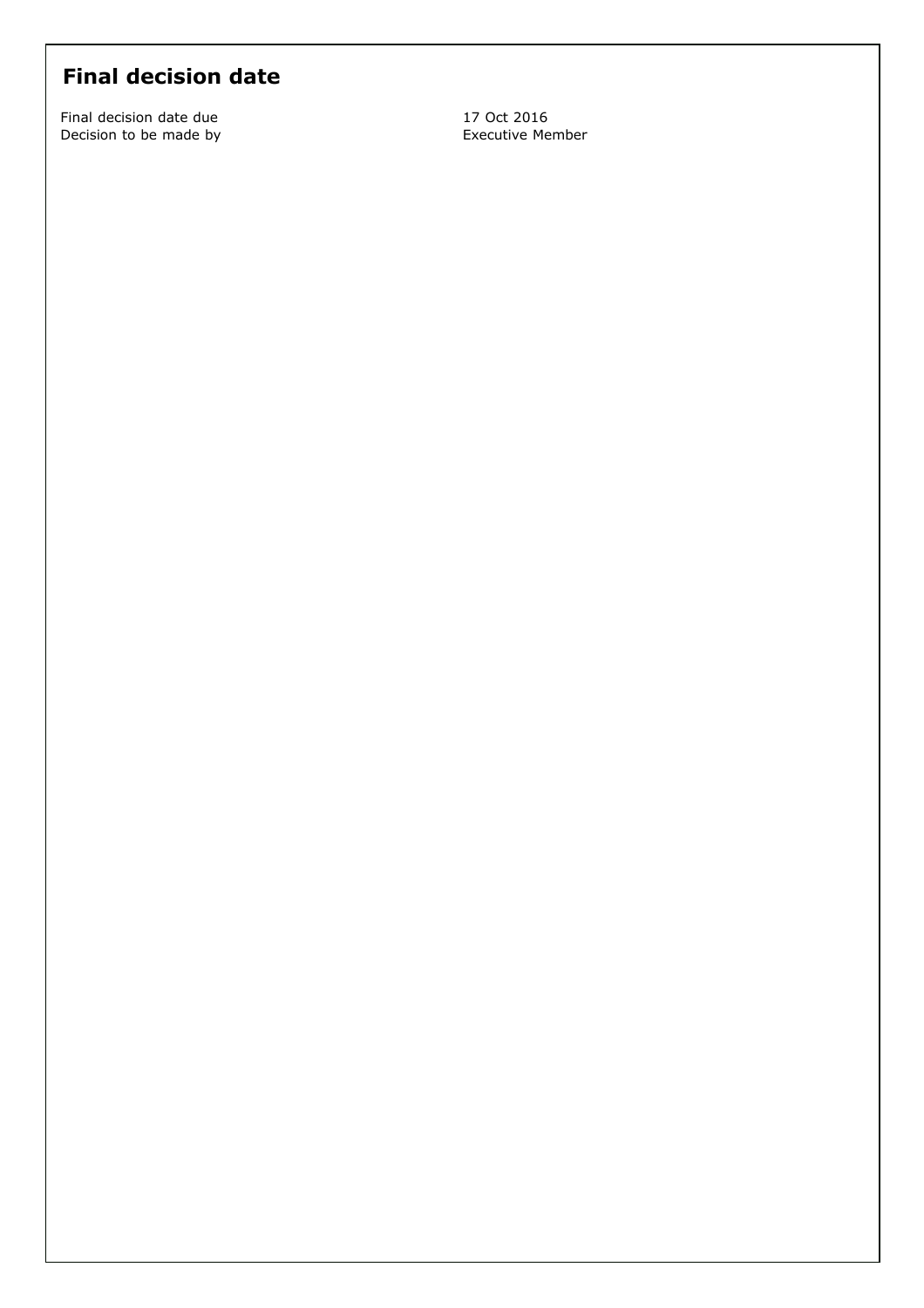## Final decision date

| | |
|---|---|
| Final decision date due | 17 Oct 2016 |
| Decision to be made by | Executive Member |